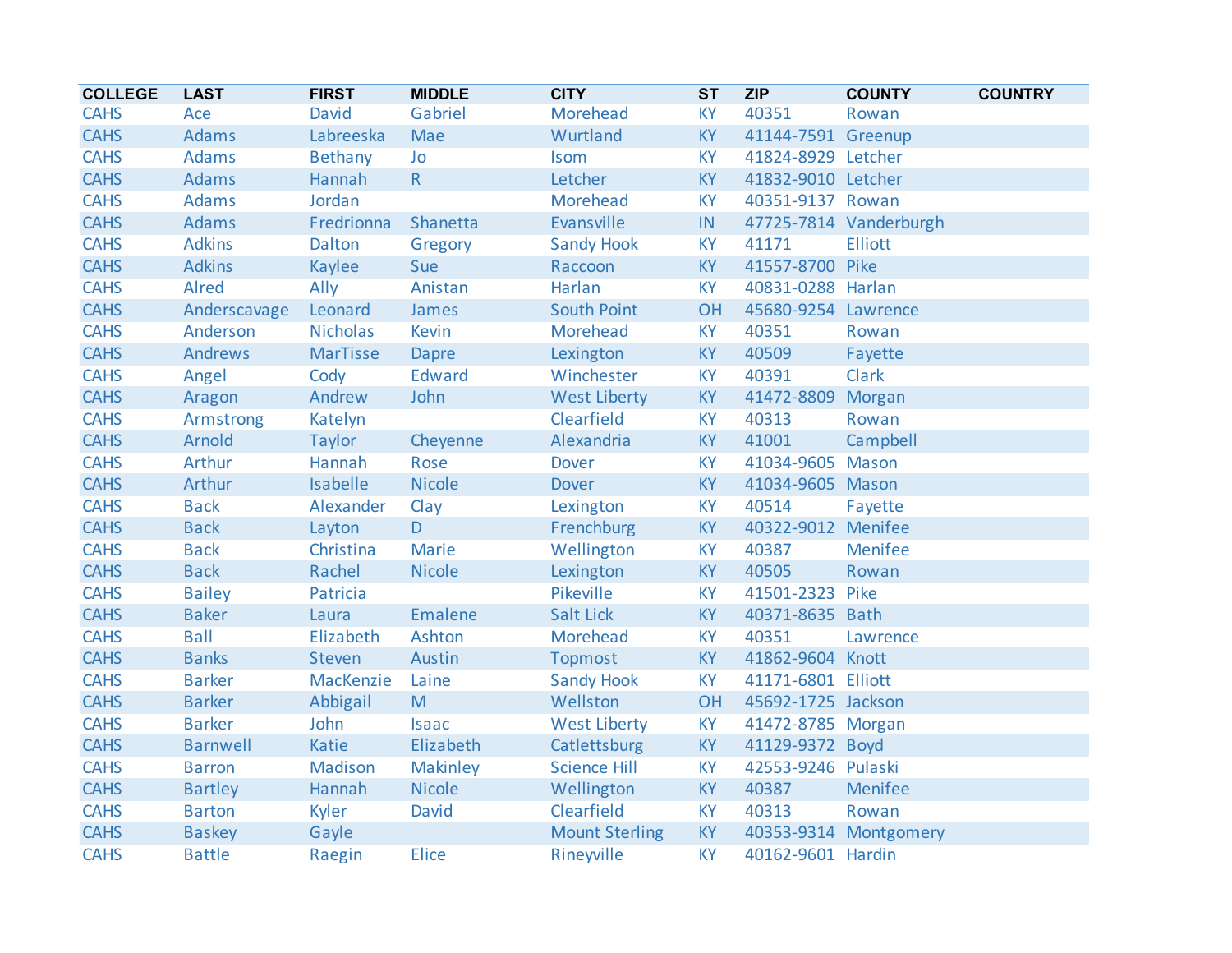| COLLEGE | LAST | FIRST | MIDDLE | CITY | ST | ZIP | COUNTY | COUNTRY |
|---|---|---|---|---|---|---|---|---|
| CAHS | Ace | David | Gabriel | Morehead | KY | 40351 | Rowan | |
| CAHS | Adams | Labreeska | Mae | Wurtland | KY | 41144-7591 | Greenup | |
| CAHS | Adams | Bethany | Jo | Isom | KY | 41824-8929 | Letcher | |
| CAHS | Adams | Hannah | R | Letcher | KY | 41832-9010 | Letcher | |
| CAHS | Adams | Jordan | | Morehead | KY | 40351-9137 | Rowan | |
| CAHS | Adams | Fredrionna | Shanetta | Evansville | IN | 47725-7814 | Vanderburgh | |
| CAHS | Adkins | Dalton | Gregory | Sandy Hook | KY | 41171 | Elliott | |
| CAHS | Adkins | Kaylee | Sue | Raccoon | KY | 41557-8700 | Pike | |
| CAHS | Alred | Ally | Anistan | Harlan | KY | 40831-0288 | Harlan | |
| CAHS | Anderscavage | Leonard | James | South Point | OH | 45680-9254 | Lawrence | |
| CAHS | Anderson | Nicholas | Kevin | Morehead | KY | 40351 | Rowan | |
| CAHS | Andrews | MarTisse | Dapre | Lexington | KY | 40509 | Fayette | |
| CAHS | Angel | Cody | Edward | Winchester | KY | 40391 | Clark | |
| CAHS | Aragon | Andrew | John | West Liberty | KY | 41472-8809 | Morgan | |
| CAHS | Armstrong | Katelyn | | Clearfield | KY | 40313 | Rowan | |
| CAHS | Arnold | Taylor | Cheyenne | Alexandria | KY | 41001 | Campbell | |
| CAHS | Arthur | Hannah | Rose | Dover | KY | 41034-9605 | Mason | |
| CAHS | Arthur | Isabelle | Nicole | Dover | KY | 41034-9605 | Mason | |
| CAHS | Back | Alexander | Clay | Lexington | KY | 40514 | Fayette | |
| CAHS | Back | Layton | D | Frenchburg | KY | 40322-9012 | Menifee | |
| CAHS | Back | Christina | Marie | Wellington | KY | 40387 | Menifee | |
| CAHS | Back | Rachel | Nicole | Lexington | KY | 40505 | Rowan | |
| CAHS | Bailey | Patricia | | Pikeville | KY | 41501-2323 | Pike | |
| CAHS | Baker | Laura | Emalene | Salt Lick | KY | 40371-8635 | Bath | |
| CAHS | Ball | Elizabeth | Ashton | Morehead | KY | 40351 | Lawrence | |
| CAHS | Banks | Steven | Austin | Topmost | KY | 41862-9604 | Knott | |
| CAHS | Barker | MacKenzie | Laine | Sandy Hook | KY | 41171-6801 | Elliott | |
| CAHS | Barker | Abbigail | M | Wellston | OH | 45692-1725 | Jackson | |
| CAHS | Barker | John | Isaac | West Liberty | KY | 41472-8785 | Morgan | |
| CAHS | Barnwell | Katie | Elizabeth | Catlettsburg | KY | 41129-9372 | Boyd | |
| CAHS | Barron | Madison | Makinley | Science Hill | KY | 42553-9246 | Pulaski | |
| CAHS | Bartley | Hannah | Nicole | Wellington | KY | 40387 | Menifee | |
| CAHS | Barton | Kyler | David | Clearfield | KY | 40313 | Rowan | |
| CAHS | Baskey | Gayle | | Mount Sterling | KY | 40353-9314 | Montgomery | |
| CAHS | Battle | Raegin | Elice | Rineyville | KY | 40162-9601 | Hardin | |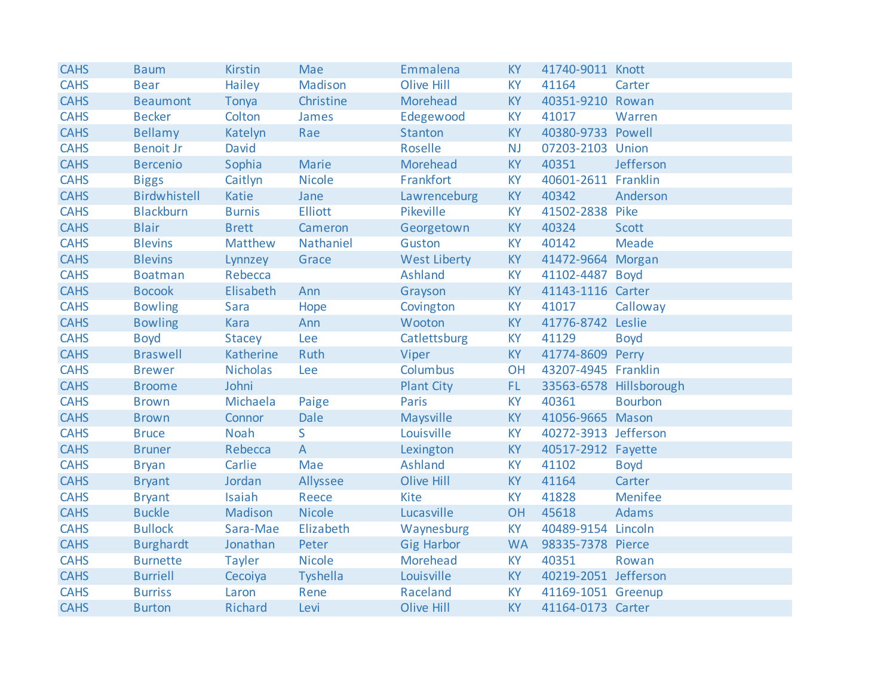| CAHS | Baum | Kirstin | Mae | Emmalena | KY | 41740-9011 | Knott |
|---|---|---|---|---|---|---|---|
| CAHS | Bear | Hailey | Madison | Olive Hill | KY | 41164 | Carter |
| CAHS | Beaumont | Tonya | Christine | Morehead | KY | 40351-9210 | Rowan |
| CAHS | Becker | Colton | James | Edegewood | KY | 41017 | Warren |
| CAHS | Bellamy | Katelyn | Rae | Stanton | KY | 40380-9733 | Powell |
| CAHS | Benoit Jr | David | | Roselle | NJ | 07203-2103 | Union |
| CAHS | Bercenio | Sophia | Marie | Morehead | KY | 40351 | Jefferson |
| CAHS | Biggs | Caitlyn | Nicole | Frankfort | KY | 40601-2611 | Franklin |
| CAHS | Birdwhistell | Katie | Jane | Lawrenceburg | KY | 40342 | Anderson |
| CAHS | Blackburn | Burnis | Elliott | Pikeville | KY | 41502-2838 | Pike |
| CAHS | Blair | Brett | Cameron | Georgetown | KY | 40324 | Scott |
| CAHS | Blevins | Matthew | Nathaniel | Guston | KY | 40142 | Meade |
| CAHS | Blevins | Lynnzey | Grace | West Liberty | KY | 41472-9664 | Morgan |
| CAHS | Boatman | Rebecca | | Ashland | KY | 41102-4487 | Boyd |
| CAHS | Bocook | Elisabeth | Ann | Grayson | KY | 41143-1116 | Carter |
| CAHS | Bowling | Sara | Hope | Covington | KY | 41017 | Calloway |
| CAHS | Bowling | Kara | Ann | Wooton | KY | 41776-8742 | Leslie |
| CAHS | Boyd | Stacey | Lee | Catlettsburg | KY | 41129 | Boyd |
| CAHS | Braswell | Katherine | Ruth | Viper | KY | 41774-8609 | Perry |
| CAHS | Brewer | Nicholas | Lee | Columbus | OH | 43207-4945 | Franklin |
| CAHS | Broome | Johni | | Plant City | FL | 33563-6578 | Hillsborough |
| CAHS | Brown | Michaela | Paige | Paris | KY | 40361 | Bourbon |
| CAHS | Brown | Connor | Dale | Maysville | KY | 41056-9665 | Mason |
| CAHS | Bruce | Noah | S | Louisville | KY | 40272-3913 | Jefferson |
| CAHS | Bruner | Rebecca | A | Lexington | KY | 40517-2912 | Fayette |
| CAHS | Bryan | Carlie | Mae | Ashland | KY | 41102 | Boyd |
| CAHS | Bryant | Jordan | Allyssee | Olive Hill | KY | 41164 | Carter |
| CAHS | Bryant | Isaiah | Reece | Kite | KY | 41828 | Menifee |
| CAHS | Buckle | Madison | Nicole | Lucasville | OH | 45618 | Adams |
| CAHS | Bullock | Sara-Mae | Elizabeth | Waynesburg | KY | 40489-9154 | Lincoln |
| CAHS | Burghardt | Jonathan | Peter | Gig Harbor | WA | 98335-7378 | Pierce |
| CAHS | Burnette | Tayler | Nicole | Morehead | KY | 40351 | Rowan |
| CAHS | Burriell | Cecoiya | Tyshella | Louisville | KY | 40219-2051 | Jefferson |
| CAHS | Burriss | Laron | Rene | Raceland | KY | 41169-1051 | Greenup |
| CAHS | Burton | Richard | Levi | Olive Hill | KY | 41164-0173 | Carter |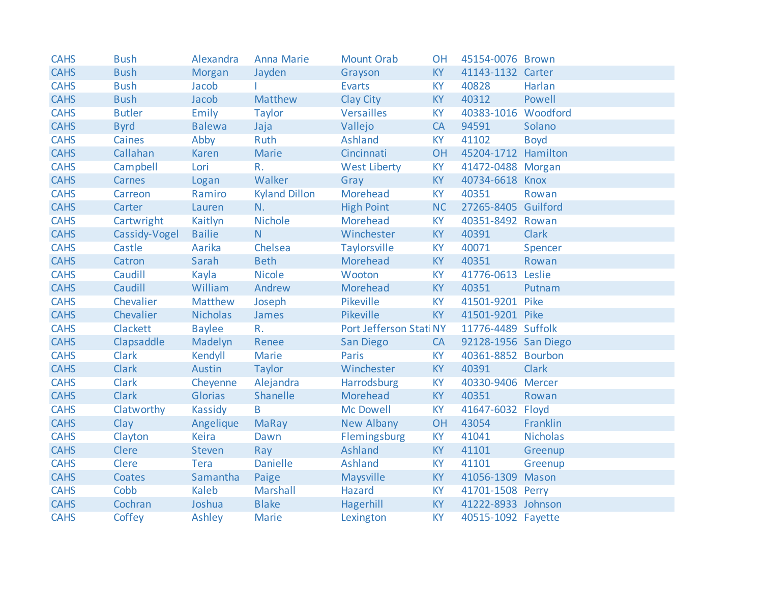| CAHS | Bush | Alexandra | Anna Marie | Mount Orab | OH | 45154-0076 | Brown |
|---|---|---|---|---|---|---|---|
| CAHS | Bush | Morgan | Jayden | Grayson | KY | 41143-1132 | Carter |
| CAHS | Bush | Jacob | I | Evarts | KY | 40828 | Harlan |
| CAHS | Bush | Jacob | Matthew | Clay City | KY | 40312 | Powell |
| CAHS | Butler | Emily | Taylor | Versailles | KY | 40383-1016 | Woodford |
| CAHS | Byrd | Balewa | Jaja | Vallejo | CA | 94591 | Solano |
| CAHS | Caines | Abby | Ruth | Ashland | KY | 41102 | Boyd |
| CAHS | Callahan | Karen | Marie | Cincinnati | OH | 45204-1712 | Hamilton |
| CAHS | Campbell | Lori | R. | West Liberty | KY | 41472-0488 | Morgan |
| CAHS | Carnes | Logan | Walker | Gray | KY | 40734-6618 | Knox |
| CAHS | Carreon | Ramiro | Kyland Dillon | Morehead | KY | 40351 | Rowan |
| CAHS | Carter | Lauren | N. | High Point | NC | 27265-8405 | Guilford |
| CAHS | Cartwright | Kaitlyn | Nichole | Morehead | KY | 40351-8492 | Rowan |
| CAHS | Cassidy-Vogel | Bailie | N | Winchester | KY | 40391 | Clark |
| CAHS | Castle | Aarika | Chelsea | Taylorsville | KY | 40071 | Spencer |
| CAHS | Catron | Sarah | Beth | Morehead | KY | 40351 | Rowan |
| CAHS | Caudill | Kayla | Nicole | Wooton | KY | 41776-0613 | Leslie |
| CAHS | Caudill | William | Andrew | Morehead | KY | 40351 | Putnam |
| CAHS | Chevalier | Matthew | Joseph | Pikeville | KY | 41501-9201 | Pike |
| CAHS | Chevalier | Nicholas | James | Pikeville | KY | 41501-9201 | Pike |
| CAHS | Clackett | Baylee | R. | Port Jefferson Stati | NY | 11776-4489 | Suffolk |
| CAHS | Clapsaddle | Madelyn | Renee | San Diego | CA | 92128-1956 | San Diego |
| CAHS | Clark | Kendyll | Marie | Paris | KY | 40361-8852 | Bourbon |
| CAHS | Clark | Austin | Taylor | Winchester | KY | 40391 | Clark |
| CAHS | Clark | Cheyenne | Alejandra | Harrodsburg | KY | 40330-9406 | Mercer |
| CAHS | Clark | Glorias | Shanelle | Morehead | KY | 40351 | Rowan |
| CAHS | Clatworthy | Kassidy | B | Mc Dowell | KY | 41647-6032 | Floyd |
| CAHS | Clay | Angelique | MaRay | New Albany | OH | 43054 | Franklin |
| CAHS | Clayton | Keira | Dawn | Flemingsburg | KY | 41041 | Nicholas |
| CAHS | Clere | Steven | Ray | Ashland | KY | 41101 | Greenup |
| CAHS | Clere | Tera | Danielle | Ashland | KY | 41101 | Greenup |
| CAHS | Coates | Samantha | Paige | Maysville | KY | 41056-1309 | Mason |
| CAHS | Cobb | Kaleb | Marshall | Hazard | KY | 41701-1508 | Perry |
| CAHS | Cochran | Joshua | Blake | Hagerhill | KY | 41222-8933 | Johnson |
| CAHS | Coffey | Ashley | Marie | Lexington | KY | 40515-1092 | Fayette |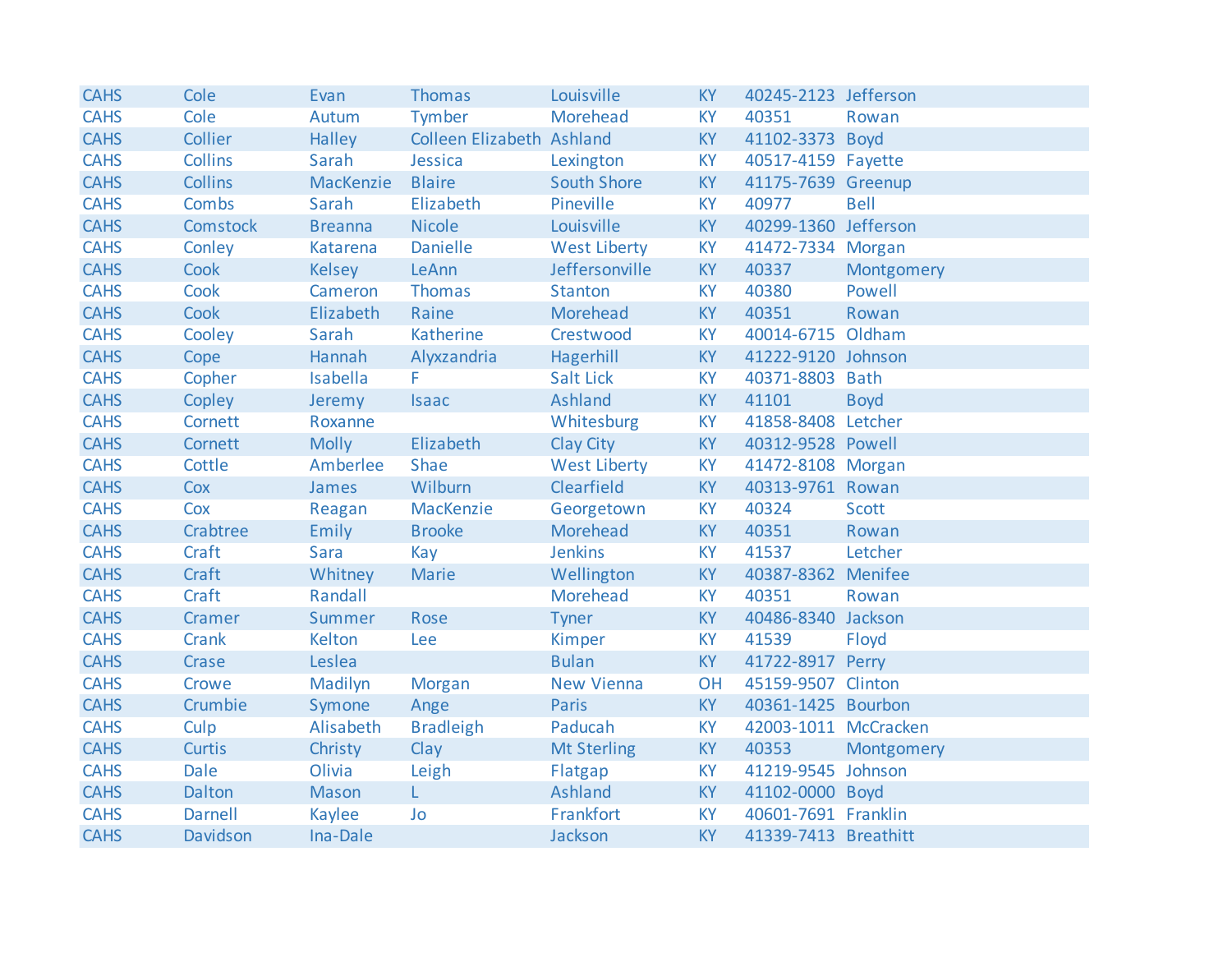| CAHS | Cole | Evan | Thomas | Louisville | KY | 40245-2123 | Jefferson |
|---|---|---|---|---|---|---|---|
| CAHS | Cole | Autum | Tymber | Morehead | KY | 40351 | Rowan |
| CAHS | Collier | Halley | Colleen Elizabeth | Ashland | KY | 41102-3373 | Boyd |
| CAHS | Collins | Sarah | Jessica | Lexington | KY | 40517-4159 | Fayette |
| CAHS | Collins | MacKenzie | Blaire | South Shore | KY | 41175-7639 | Greenup |
| CAHS | Combs | Sarah | Elizabeth | Pineville | KY | 40977 | Bell |
| CAHS | Comstock | Breanna | Nicole | Louisville | KY | 40299-1360 | Jefferson |
| CAHS | Conley | Katarena | Danielle | West Liberty | KY | 41472-7334 | Morgan |
| CAHS | Cook | Kelsey | LeAnn | Jeffersonville | KY | 40337 | Montgomery |
| CAHS | Cook | Cameron | Thomas | Stanton | KY | 40380 | Powell |
| CAHS | Cook | Elizabeth | Raine | Morehead | KY | 40351 | Rowan |
| CAHS | Cooley | Sarah | Katherine | Crestwood | KY | 40014-6715 | Oldham |
| CAHS | Cope | Hannah | Alyxzandria | Hagerhill | KY | 41222-9120 | Johnson |
| CAHS | Copher | Isabella | F | Salt Lick | KY | 40371-8803 | Bath |
| CAHS | Copley | Jeremy | Isaac | Ashland | KY | 41101 | Boyd |
| CAHS | Cornett | Roxanne | | Whitesburg | KY | 41858-8408 | Letcher |
| CAHS | Cornett | Molly | Elizabeth | Clay City | KY | 40312-9528 | Powell |
| CAHS | Cottle | Amberlee | Shae | West Liberty | KY | 41472-8108 | Morgan |
| CAHS | Cox | James | Wilburn | Clearfield | KY | 40313-9761 | Rowan |
| CAHS | Cox | Reagan | MacKenzie | Georgetown | KY | 40324 | Scott |
| CAHS | Crabtree | Emily | Brooke | Morehead | KY | 40351 | Rowan |
| CAHS | Craft | Sara | Kay | Jenkins | KY | 41537 | Letcher |
| CAHS | Craft | Whitney | Marie | Wellington | KY | 40387-8362 | Menifee |
| CAHS | Craft | Randall | | Morehead | KY | 40351 | Rowan |
| CAHS | Cramer | Summer | Rose | Tyner | KY | 40486-8340 | Jackson |
| CAHS | Crank | Kelton | Lee | Kimper | KY | 41539 | Floyd |
| CAHS | Crase | Leslea | | Bulan | KY | 41722-8917 | Perry |
| CAHS | Crowe | Madilyn | Morgan | New Vienna | OH | 45159-9507 | Clinton |
| CAHS | Crumbie | Symone | Ange | Paris | KY | 40361-1425 | Bourbon |
| CAHS | Culp | Alisabeth | Bradleigh | Paducah | KY | 42003-1011 | McCracken |
| CAHS | Curtis | Christy | Clay | Mt Sterling | KY | 40353 | Montgomery |
| CAHS | Dale | Olivia | Leigh | Flatgap | KY | 41219-9545 | Johnson |
| CAHS | Dalton | Mason | L | Ashland | KY | 41102-0000 | Boyd |
| CAHS | Darnell | Kaylee | Jo | Frankfort | KY | 40601-7691 | Franklin |
| CAHS | Davidson | Ina-Dale | | Jackson | KY | 41339-7413 | Breathitt |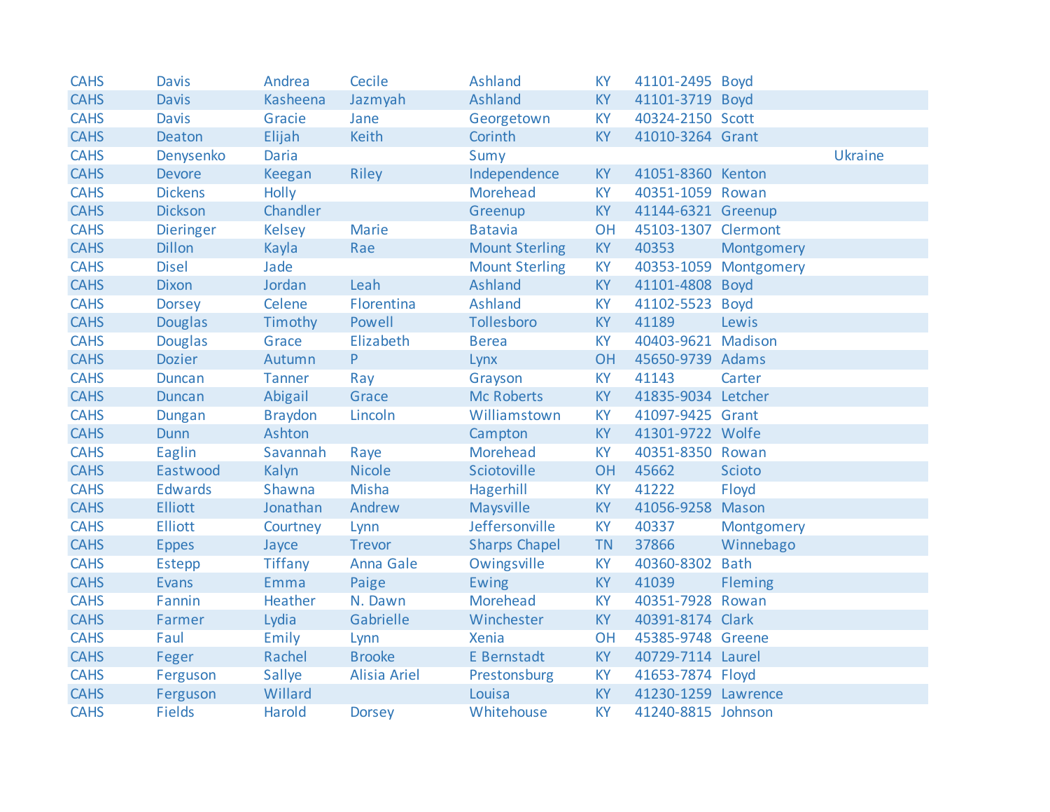| CAHS | Davis | Andrea | Cecile | Ashland | KY | 41101-2495 | Boyd | |
|---|---|---|---|---|---|---|---|---|
| CAHS | Davis | Kasheena | Jazmyah | Ashland | KY | 41101-3719 | Boyd | |
| CAHS | Davis | Gracie | Jane | Georgetown | KY | 40324-2150 | Scott | |
| CAHS | Deaton | Elijah | Keith | Corinth | KY | 41010-3264 | Grant | |
| CAHS | Denysenko | Daria | | Sumy | | | | Ukraine |
| CAHS | Devore | Keegan | Riley | Independence | KY | 41051-8360 | Kenton | |
| CAHS | Dickens | Holly | | Morehead | KY | 40351-1059 | Rowan | |
| CAHS | Dickson | Chandler | | Greenup | KY | 41144-6321 | Greenup | |
| CAHS | Dieringer | Kelsey | Marie | Batavia | OH | 45103-1307 | Clermont | |
| CAHS | Dillon | Kayla | Rae | Mount Sterling | KY | 40353 | Montgomery | |
| CAHS | Disel | Jade | | Mount Sterling | KY | 40353-1059 | Montgomery | |
| CAHS | Dixon | Jordan | Leah | Ashland | KY | 41101-4808 | Boyd | |
| CAHS | Dorsey | Celene | Florentina | Ashland | KY | 41102-5523 | Boyd | |
| CAHS | Douglas | Timothy | Powell | Tollesboro | KY | 41189 | Lewis | |
| CAHS | Douglas | Grace | Elizabeth | Berea | KY | 40403-9621 | Madison | |
| CAHS | Dozier | Autumn | P | Lynx | OH | 45650-9739 | Adams | |
| CAHS | Duncan | Tanner | Ray | Grayson | KY | 41143 | Carter | |
| CAHS | Duncan | Abigail | Grace | Mc Roberts | KY | 41835-9034 | Letcher | |
| CAHS | Dungan | Braydon | Lincoln | Williamstown | KY | 41097-9425 | Grant | |
| CAHS | Dunn | Ashton | | Campton | KY | 41301-9722 | Wolfe | |
| CAHS | Eaglin | Savannah | Raye | Morehead | KY | 40351-8350 | Rowan | |
| CAHS | Eastwood | Kalyn | Nicole | Sciotoville | OH | 45662 | Scioto | |
| CAHS | Edwards | Shawna | Misha | Hagerhill | KY | 41222 | Floyd | |
| CAHS | Elliott | Jonathan | Andrew | Maysville | KY | 41056-9258 | Mason | |
| CAHS | Elliott | Courtney | Lynn | Jeffersonville | KY | 40337 | Montgomery | |
| CAHS | Eppes | Jayce | Trevor | Sharps Chapel | TN | 37866 | Winnebago | |
| CAHS | Estepp | Tiffany | Anna Gale | Owingsville | KY | 40360-8302 | Bath | |
| CAHS | Evans | Emma | Paige | Ewing | KY | 41039 | Fleming | |
| CAHS | Fannin | Heather | N. Dawn | Morehead | KY | 40351-7928 | Rowan | |
| CAHS | Farmer | Lydia | Gabrielle | Winchester | KY | 40391-8174 | Clark | |
| CAHS | Faul | Emily | Lynn | Xenia | OH | 45385-9748 | Greene | |
| CAHS | Feger | Rachel | Brooke | E Bernstadt | KY | 40729-7114 | Laurel | |
| CAHS | Ferguson | Sallye | Alisia Ariel | Prestonsburg | KY | 41653-7874 | Floyd | |
| CAHS | Ferguson | Willard | | Louisa | KY | 41230-1259 | Lawrence | |
| CAHS | Fields | Harold | Dorsey | Whitehouse | KY | 41240-8815 | Johnson | |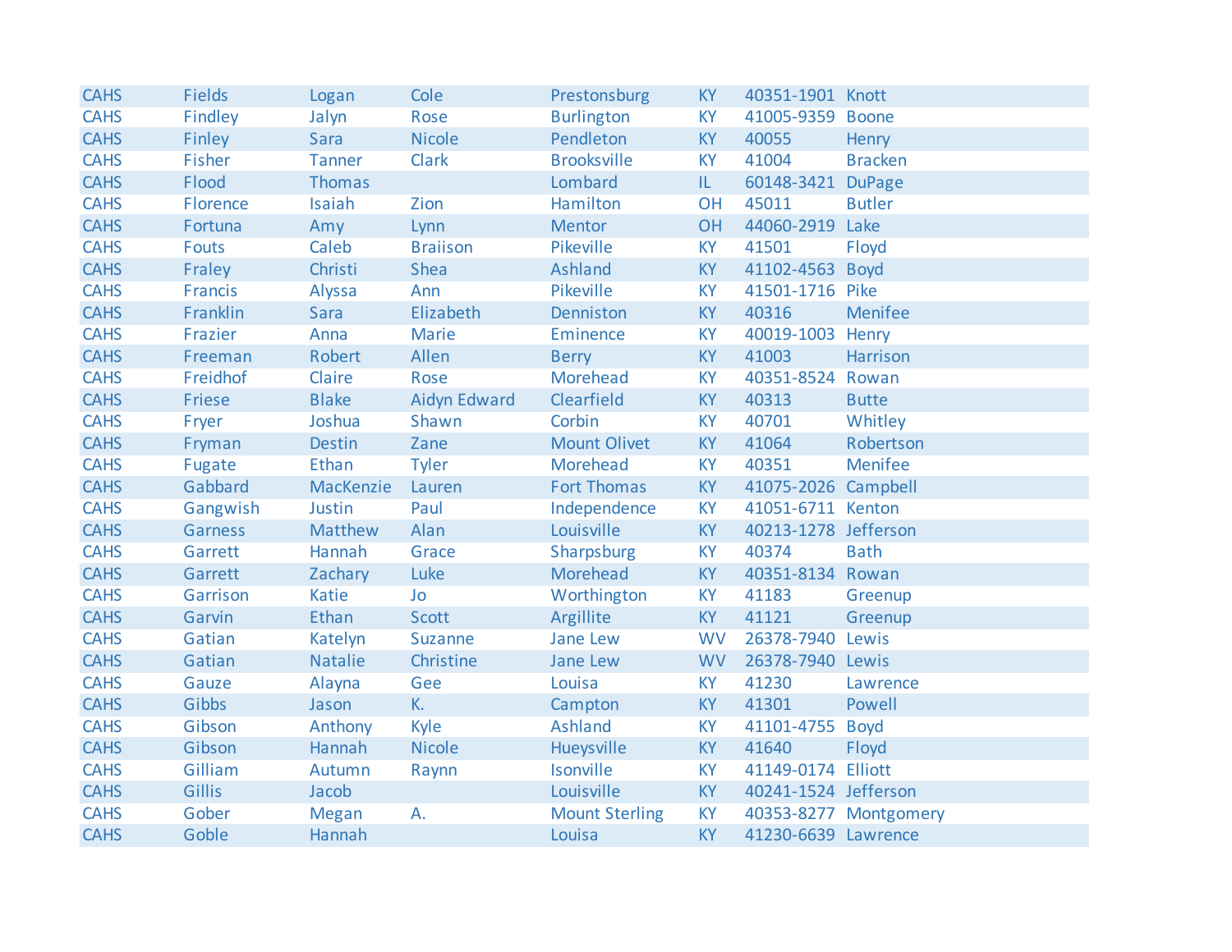| CAHS | Fields | Logan | Cole | Prestonsburg | KY | 40351-1901 | Knott |
|---|---|---|---|---|---|---|---|
| CAHS | Findley | Jalyn | Rose | Burlington | KY | 41005-9359 | Boone |
| CAHS | Finley | Sara | Nicole | Pendleton | KY | 40055 | Henry |
| CAHS | Fisher | Tanner | Clark | Brooksville | KY | 41004 | Bracken |
| CAHS | Flood | Thomas | | Lombard | IL | 60148-3421 | DuPage |
| CAHS | Florence | Isaiah | Zion | Hamilton | OH | 45011 | Butler |
| CAHS | Fortuna | Amy | Lynn | Mentor | OH | 44060-2919 | Lake |
| CAHS | Fouts | Caleb | Braiison | Pikeville | KY | 41501 | Floyd |
| CAHS | Fraley | Christi | Shea | Ashland | KY | 41102-4563 | Boyd |
| CAHS | Francis | Alyssa | Ann | Pikeville | KY | 41501-1716 | Pike |
| CAHS | Franklin | Sara | Elizabeth | Denniston | KY | 40316 | Menifee |
| CAHS | Frazier | Anna | Marie | Eminence | KY | 40019-1003 | Henry |
| CAHS | Freeman | Robert | Allen | Berry | KY | 41003 | Harrison |
| CAHS | Freidhof | Claire | Rose | Morehead | KY | 40351-8524 | Rowan |
| CAHS | Friese | Blake | Aidyn Edward | Clearfield | KY | 40313 | Butte |
| CAHS | Fryer | Joshua | Shawn | Corbin | KY | 40701 | Whitley |
| CAHS | Fryman | Destin | Zane | Mount Olivet | KY | 41064 | Robertson |
| CAHS | Fugate | Ethan | Tyler | Morehead | KY | 40351 | Menifee |
| CAHS | Gabbard | MacKenzie | Lauren | Fort Thomas | KY | 41075-2026 | Campbell |
| CAHS | Gangwish | Justin | Paul | Independence | KY | 41051-6711 | Kenton |
| CAHS | Garness | Matthew | Alan | Louisville | KY | 40213-1278 | Jefferson |
| CAHS | Garrett | Hannah | Grace | Sharpsburg | KY | 40374 | Bath |
| CAHS | Garrett | Zachary | Luke | Morehead | KY | 40351-8134 | Rowan |
| CAHS | Garrison | Katie | Jo | Worthington | KY | 41183 | Greenup |
| CAHS | Garvin | Ethan | Scott | Argillite | KY | 41121 | Greenup |
| CAHS | Gatian | Katelyn | Suzanne | Jane Lew | WV | 26378-7940 | Lewis |
| CAHS | Gatian | Natalie | Christine | Jane Lew | WV | 26378-7940 | Lewis |
| CAHS | Gauze | Alayna | Gee | Louisa | KY | 41230 | Lawrence |
| CAHS | Gibbs | Jason | K. | Campton | KY | 41301 | Powell |
| CAHS | Gibson | Anthony | Kyle | Ashland | KY | 41101-4755 | Boyd |
| CAHS | Gibson | Hannah | Nicole | Hueysville | KY | 41640 | Floyd |
| CAHS | Gilliam | Autumn | Raynn | Isonville | KY | 41149-0174 | Elliott |
| CAHS | Gillis | Jacob | | Louisville | KY | 40241-1524 | Jefferson |
| CAHS | Gober | Megan | A. | Mount Sterling | KY | 40353-8277 | Montgomery |
| CAHS | Goble | Hannah | | Louisa | KY | 41230-6639 | Lawrence |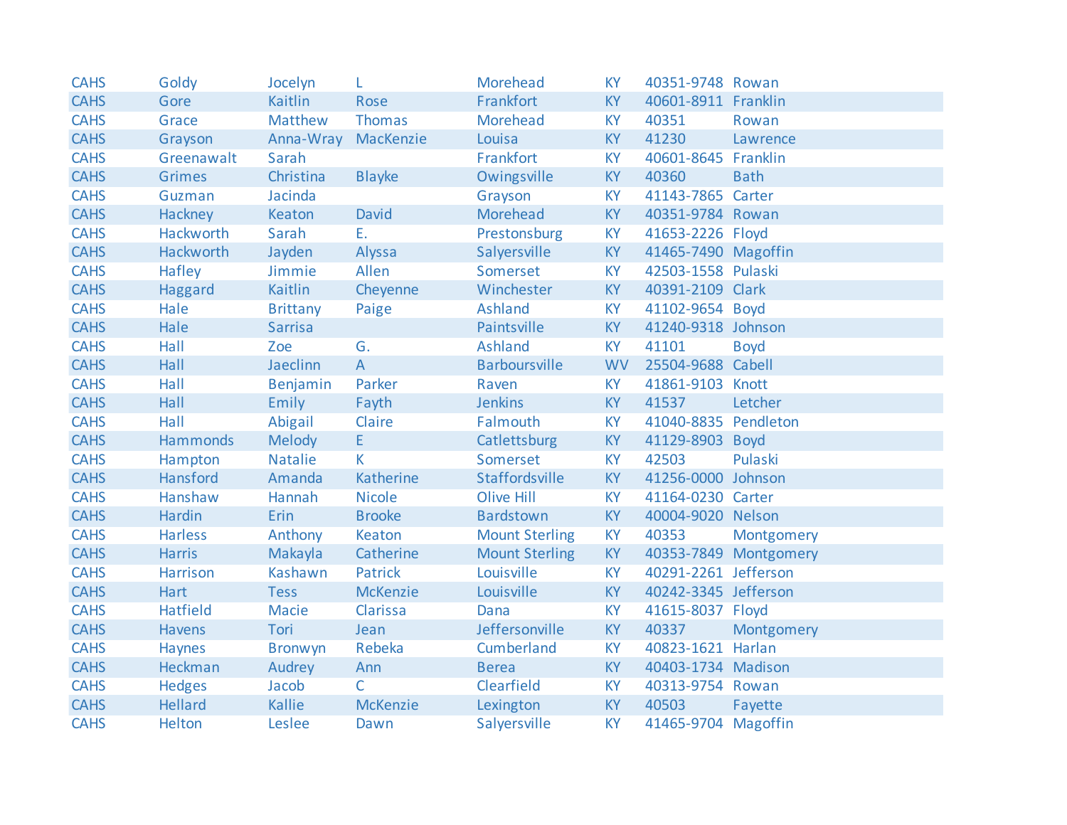| | | | | | | | |
|---|---|---|---|---|---|---|---|
| CAHS | Goldy | Jocelyn | L | Morehead | KY | 40351-9748 | Rowan |
| CAHS | Gore | Kaitlin | Rose | Frankfort | KY | 40601-8911 | Franklin |
| CAHS | Grace | Matthew | Thomas | Morehead | KY | 40351 | Rowan |
| CAHS | Grayson | Anna-Wray | MacKenzie | Louisa | KY | 41230 | Lawrence |
| CAHS | Greenawalt | Sarah | | Frankfort | KY | 40601-8645 | Franklin |
| CAHS | Grimes | Christina | Blayke | Owingsville | KY | 40360 | Bath |
| CAHS | Guzman | Jacinda | | Grayson | KY | 41143-7865 | Carter |
| CAHS | Hackney | Keaton | David | Morehead | KY | 40351-9784 | Rowan |
| CAHS | Hackworth | Sarah | E. | Prestonsburg | KY | 41653-2226 | Floyd |
| CAHS | Hackworth | Jayden | Alyssa | Salyersville | KY | 41465-7490 | Magoffin |
| CAHS | Hafley | Jimmie | Allen | Somerset | KY | 42503-1558 | Pulaski |
| CAHS | Haggard | Kaitlin | Cheyenne | Winchester | KY | 40391-2109 | Clark |
| CAHS | Hale | Brittany | Paige | Ashland | KY | 41102-9654 | Boyd |
| CAHS | Hale | Sarrisa | | Paintsville | KY | 41240-9318 | Johnson |
| CAHS | Hall | Zoe | G. | Ashland | KY | 41101 | Boyd |
| CAHS | Hall | Jaeclinn | A | Barboursville | WV | 25504-9688 | Cabell |
| CAHS | Hall | Benjamin | Parker | Raven | KY | 41861-9103 | Knott |
| CAHS | Hall | Emily | Fayth | Jenkins | KY | 41537 | Letcher |
| CAHS | Hall | Abigail | Claire | Falmouth | KY | 41040-8835 | Pendleton |
| CAHS | Hammonds | Melody | E | Catlettsburg | KY | 41129-8903 | Boyd |
| CAHS | Hampton | Natalie | K | Somerset | KY | 42503 | Pulaski |
| CAHS | Hansford | Amanda | Katherine | Staffordsville | KY | 41256-0000 | Johnson |
| CAHS | Hanshaw | Hannah | Nicole | Olive Hill | KY | 41164-0230 | Carter |
| CAHS | Hardin | Erin | Brooke | Bardstown | KY | 40004-9020 | Nelson |
| CAHS | Harless | Anthony | Keaton | Mount Sterling | KY | 40353 | Montgomery |
| CAHS | Harris | Makayla | Catherine | Mount Sterling | KY | 40353-7849 | Montgomery |
| CAHS | Harrison | Kashawn | Patrick | Louisville | KY | 40291-2261 | Jefferson |
| CAHS | Hart | Tess | McKenzie | Louisville | KY | 40242-3345 | Jefferson |
| CAHS | Hatfield | Macie | Clarissa | Dana | KY | 41615-8037 | Floyd |
| CAHS | Havens | Tori | Jean | Jeffersonville | KY | 40337 | Montgomery |
| CAHS | Haynes | Bronwyn | Rebeka | Cumberland | KY | 40823-1621 | Harlan |
| CAHS | Heckman | Audrey | Ann | Berea | KY | 40403-1734 | Madison |
| CAHS | Hedges | Jacob | C | Clearfield | KY | 40313-9754 | Rowan |
| CAHS | Hellard | Kallie | McKenzie | Lexington | KY | 40503 | Fayette |
| CAHS | Helton | Leslee | Dawn | Salyersville | KY | 41465-9704 | Magoffin |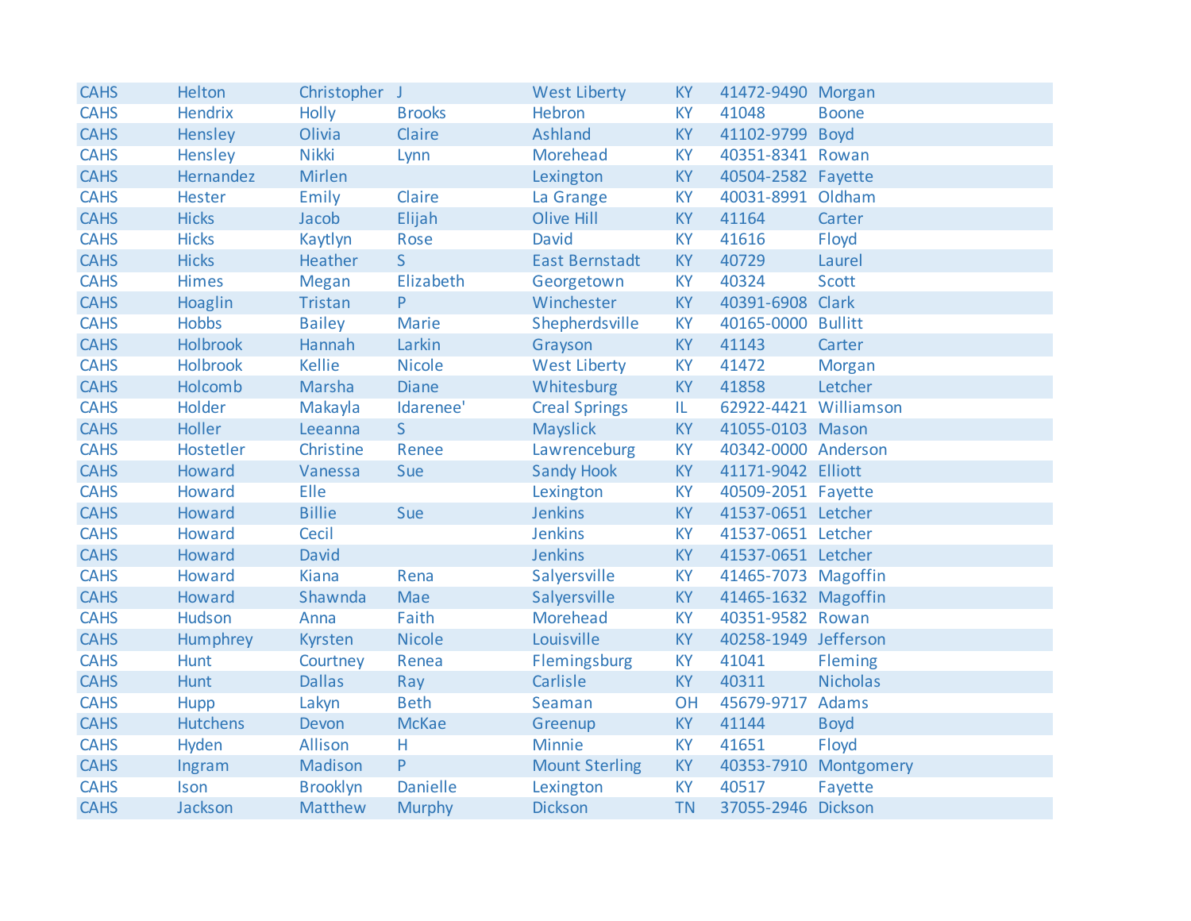| | | | | | | | |
|---|---|---|---|---|---|---|---|
| CAHS | Helton | Christopher | J | West Liberty | KY | 41472-9490 | Morgan |
| CAHS | Hendrix | Holly | Brooks | Hebron | KY | 41048 | Boone |
| CAHS | Hensley | Olivia | Claire | Ashland | KY | 41102-9799 | Boyd |
| CAHS | Hensley | Nikki | Lynn | Morehead | KY | 40351-8341 | Rowan |
| CAHS | Hernandez | Mirlen | | Lexington | KY | 40504-2582 | Fayette |
| CAHS | Hester | Emily | Claire | La Grange | KY | 40031-8991 | Oldham |
| CAHS | Hicks | Jacob | Elijah | Olive Hill | KY | 41164 | Carter |
| CAHS | Hicks | Kaytlyn | Rose | David | KY | 41616 | Floyd |
| CAHS | Hicks | Heather | S | East Bernstadt | KY | 40729 | Laurel |
| CAHS | Himes | Megan | Elizabeth | Georgetown | KY | 40324 | Scott |
| CAHS | Hoaglin | Tristan | P | Winchester | KY | 40391-6908 | Clark |
| CAHS | Hobbs | Bailey | Marie | Shepherdsville | KY | 40165-0000 | Bullitt |
| CAHS | Holbrook | Hannah | Larkin | Grayson | KY | 41143 | Carter |
| CAHS | Holbrook | Kellie | Nicole | West Liberty | KY | 41472 | Morgan |
| CAHS | Holcomb | Marsha | Diane | Whitesburg | KY | 41858 | Letcher |
| CAHS | Holder | Makayla | Idarenee' | Creal Springs | IL | 62922-4421 | Williamson |
| CAHS | Holler | Leeanna | S | Mayslick | KY | 41055-0103 | Mason |
| CAHS | Hostetler | Christine | Renee | Lawrenceburg | KY | 40342-0000 | Anderson |
| CAHS | Howard | Vanessa | Sue | Sandy Hook | KY | 41171-9042 | Elliott |
| CAHS | Howard | Elle | | Lexington | KY | 40509-2051 | Fayette |
| CAHS | Howard | Billie | Sue | Jenkins | KY | 41537-0651 | Letcher |
| CAHS | Howard | Cecil | | Jenkins | KY | 41537-0651 | Letcher |
| CAHS | Howard | David | | Jenkins | KY | 41537-0651 | Letcher |
| CAHS | Howard | Kiana | Rena | Salyersville | KY | 41465-7073 | Magoffin |
| CAHS | Howard | Shawnda | Mae | Salyersville | KY | 41465-1632 | Magoffin |
| CAHS | Hudson | Anna | Faith | Morehead | KY | 40351-9582 | Rowan |
| CAHS | Humphrey | Kyrsten | Nicole | Louisville | KY | 40258-1949 | Jefferson |
| CAHS | Hunt | Courtney | Renea | Flemingsburg | KY | 41041 | Fleming |
| CAHS | Hunt | Dallas | Ray | Carlisle | KY | 40311 | Nicholas |
| CAHS | Hupp | Lakyn | Beth | Seaman | OH | 45679-9717 | Adams |
| CAHS | Hutchens | Devon | McKae | Greenup | KY | 41144 | Boyd |
| CAHS | Hyden | Allison | H | Minnie | KY | 41651 | Floyd |
| CAHS | Ingram | Madison | P | Mount Sterling | KY | 40353-7910 | Montgomery |
| CAHS | Ison | Brooklyn | Danielle | Lexington | KY | 40517 | Fayette |
| CAHS | Jackson | Matthew | Murphy | Dickson | TN | 37055-2946 | Dickson |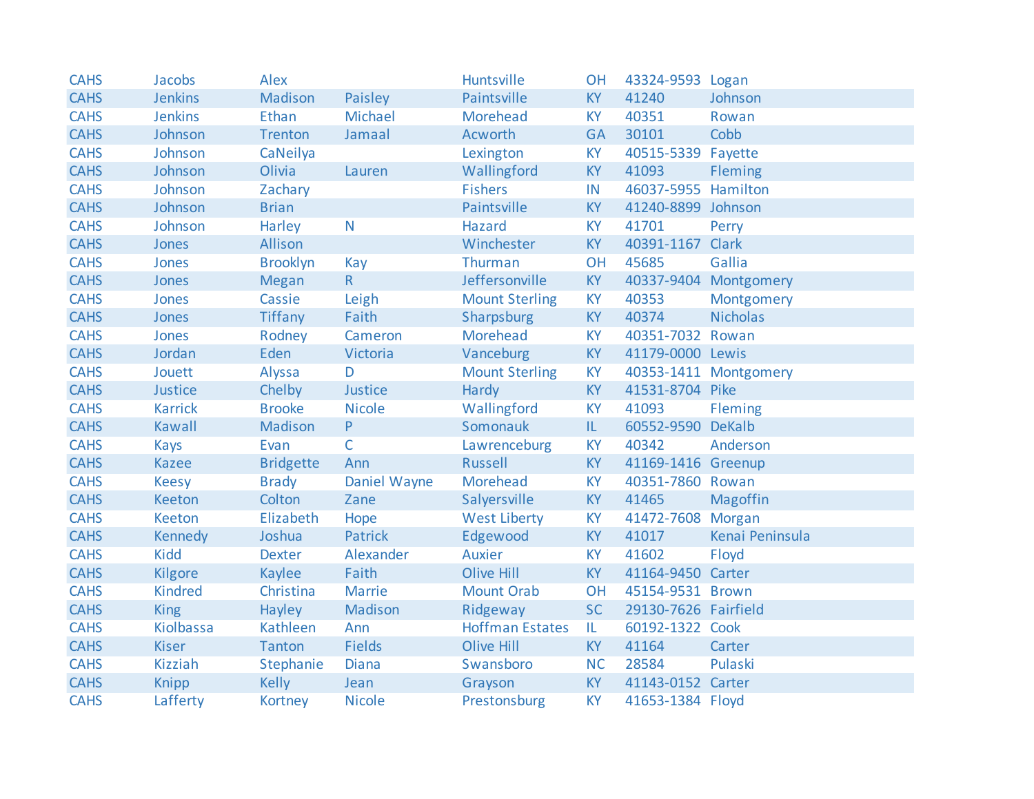| | | | | | | | |
|---|---|---|---|---|---|---|---|
| CAHS | Jacobs | Alex | | Huntsville | OH | 43324-9593 | Logan |
| CAHS | Jenkins | Madison | Paisley | Paintsville | KY | 41240 | Johnson |
| CAHS | Jenkins | Ethan | Michael | Morehead | KY | 40351 | Rowan |
| CAHS | Johnson | Trenton | Jamaal | Acworth | GA | 30101 | Cobb |
| CAHS | Johnson | CaNeilya | | Lexington | KY | 40515-5339 | Fayette |
| CAHS | Johnson | Olivia | Lauren | Wallingford | KY | 41093 | Fleming |
| CAHS | Johnson | Zachary | | Fishers | IN | 46037-5955 | Hamilton |
| CAHS | Johnson | Brian | | Paintsville | KY | 41240-8899 | Johnson |
| CAHS | Johnson | Harley | N | Hazard | KY | 41701 | Perry |
| CAHS | Jones | Allison | | Winchester | KY | 40391-1167 | Clark |
| CAHS | Jones | Brooklyn | Kay | Thurman | OH | 45685 | Gallia |
| CAHS | Jones | Megan | R | Jeffersonville | KY | 40337-9404 | Montgomery |
| CAHS | Jones | Cassie | Leigh | Mount Sterling | KY | 40353 | Montgomery |
| CAHS | Jones | Tiffany | Faith | Sharpsburg | KY | 40374 | Nicholas |
| CAHS | Jones | Rodney | Cameron | Morehead | KY | 40351-7032 | Rowan |
| CAHS | Jordan | Eden | Victoria | Vanceburg | KY | 41179-0000 | Lewis |
| CAHS | Jouett | Alyssa | D | Mount Sterling | KY | 40353-1411 | Montgomery |
| CAHS | Justice | Chelby | Justice | Hardy | KY | 41531-8704 | Pike |
| CAHS | Karrick | Brooke | Nicole | Wallingford | KY | 41093 | Fleming |
| CAHS | Kawall | Madison | P | Somonauk | IL | 60552-9590 | DeKalb |
| CAHS | Kays | Evan | C | Lawrenceburg | KY | 40342 | Anderson |
| CAHS | Kazee | Bridgette | Ann | Russell | KY | 41169-1416 | Greenup |
| CAHS | Keesy | Brady | Daniel Wayne | Morehead | KY | 40351-7860 | Rowan |
| CAHS | Keeton | Colton | Zane | Salyersville | KY | 41465 | Magoffin |
| CAHS | Keeton | Elizabeth | Hope | West Liberty | KY | 41472-7608 | Morgan |
| CAHS | Kennedy | Joshua | Patrick | Edgewood | KY | 41017 | Kenai Peninsula |
| CAHS | Kidd | Dexter | Alexander | Auxier | KY | 41602 | Floyd |
| CAHS | Kilgore | Kaylee | Faith | Olive Hill | KY | 41164-9450 | Carter |
| CAHS | Kindred | Christina | Marrie | Mount Orab | OH | 45154-9531 | Brown |
| CAHS | King | Hayley | Madison | Ridgeway | SC | 29130-7626 | Fairfield |
| CAHS | Kiolbassa | Kathleen | Ann | Hoffman Estates | IL | 60192-1322 | Cook |
| CAHS | Kiser | Tanton | Fields | Olive Hill | KY | 41164 | Carter |
| CAHS | Kizziah | Stephanie | Diana | Swansboro | NC | 28584 | Pulaski |
| CAHS | Knipp | Kelly | Jean | Grayson | KY | 41143-0152 | Carter |
| CAHS | Lafferty | Kortney | Nicole | Prestonsburg | KY | 41653-1384 | Floyd |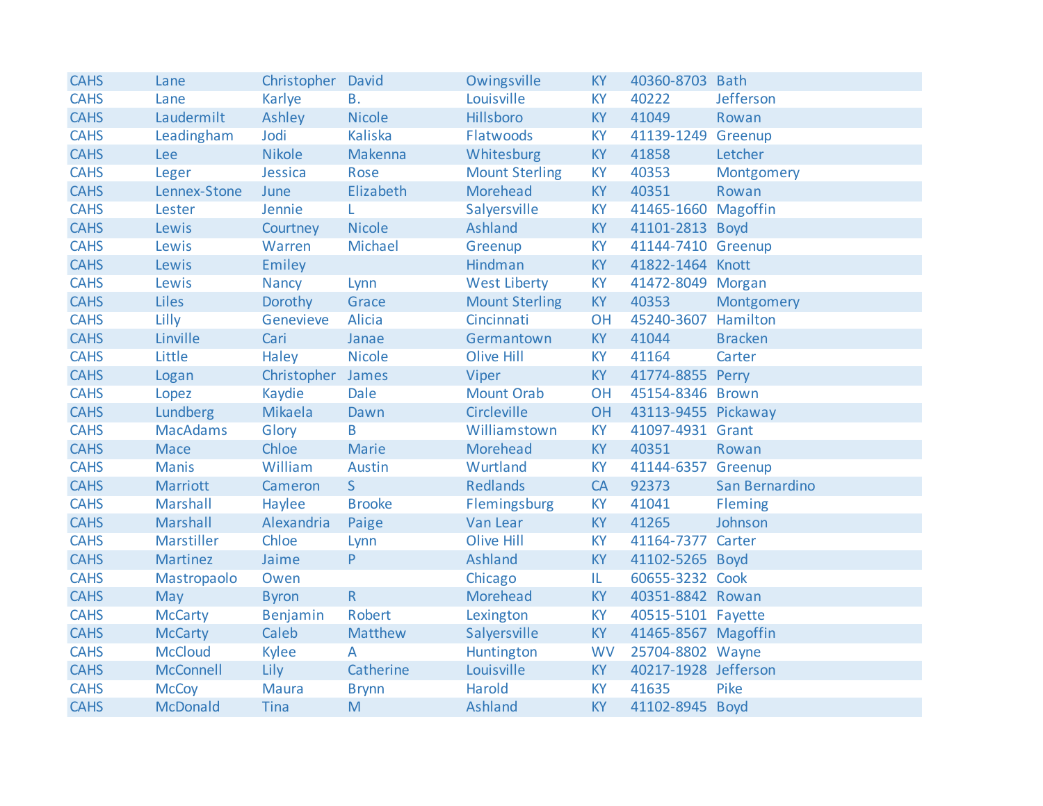| | | | | | | | |
|---|---|---|---|---|---|---|---|
| CAHS | Lane | Christopher | David | Owingsville | KY | 40360-8703 | Bath |
| CAHS | Lane | Karlye | B. | Louisville | KY | 40222 | Jefferson |
| CAHS | Laudermilt | Ashley | Nicole | Hillsboro | KY | 41049 | Rowan |
| CAHS | Leadingham | Jodi | Kaliska | Flatwoods | KY | 41139-1249 | Greenup |
| CAHS | Lee | Nikole | Makenna | Whitesburg | KY | 41858 | Letcher |
| CAHS | Leger | Jessica | Rose | Mount Sterling | KY | 40353 | Montgomery |
| CAHS | Lennex-Stone | June | Elizabeth | Morehead | KY | 40351 | Rowan |
| CAHS | Lester | Jennie | L | Salyersville | KY | 41465-1660 | Magoffin |
| CAHS | Lewis | Courtney | Nicole | Ashland | KY | 41101-2813 | Boyd |
| CAHS | Lewis | Warren | Michael | Greenup | KY | 41144-7410 | Greenup |
| CAHS | Lewis | Emiley | | Hindman | KY | 41822-1464 | Knott |
| CAHS | Lewis | Nancy | Lynn | West Liberty | KY | 41472-8049 | Morgan |
| CAHS | Liles | Dorothy | Grace | Mount Sterling | KY | 40353 | Montgomery |
| CAHS | Lilly | Genevieve | Alicia | Cincinnati | OH | 45240-3607 | Hamilton |
| CAHS | Linville | Cari | Janae | Germantown | KY | 41044 | Bracken |
| CAHS | Little | Haley | Nicole | Olive Hill | KY | 41164 | Carter |
| CAHS | Logan | Christopher | James | Viper | KY | 41774-8855 | Perry |
| CAHS | Lopez | Kaydie | Dale | Mount Orab | OH | 45154-8346 | Brown |
| CAHS | Lundberg | Mikaela | Dawn | Circleville | OH | 43113-9455 | Pickaway |
| CAHS | MacAdams | Glory | B | Williamstown | KY | 41097-4931 | Grant |
| CAHS | Mace | Chloe | Marie | Morehead | KY | 40351 | Rowan |
| CAHS | Manis | William | Austin | Wurtland | KY | 41144-6357 | Greenup |
| CAHS | Marriott | Cameron | S | Redlands | CA | 92373 | San Bernardino |
| CAHS | Marshall | Haylee | Brooke | Flemingsburg | KY | 41041 | Fleming |
| CAHS | Marshall | Alexandria | Paige | Van Lear | KY | 41265 | Johnson |
| CAHS | Marstiller | Chloe | Lynn | Olive Hill | KY | 41164-7377 | Carter |
| CAHS | Martinez | Jaime | P | Ashland | KY | 41102-5265 | Boyd |
| CAHS | Mastropaolo | Owen | | Chicago | IL | 60655-3232 | Cook |
| CAHS | May | Byron | R | Morehead | KY | 40351-8842 | Rowan |
| CAHS | McCarty | Benjamin | Robert | Lexington | KY | 40515-5101 | Fayette |
| CAHS | McCarty | Caleb | Matthew | Salyersville | KY | 41465-8567 | Magoffin |
| CAHS | McCloud | Kylee | A | Huntington | WV | 25704-8802 | Wayne |
| CAHS | McConnell | Lily | Catherine | Louisville | KY | 40217-1928 | Jefferson |
| CAHS | McCoy | Maura | Brynn | Harold | KY | 41635 | Pike |
| CAHS | McDonald | Tina | M | Ashland | KY | 41102-8945 | Boyd |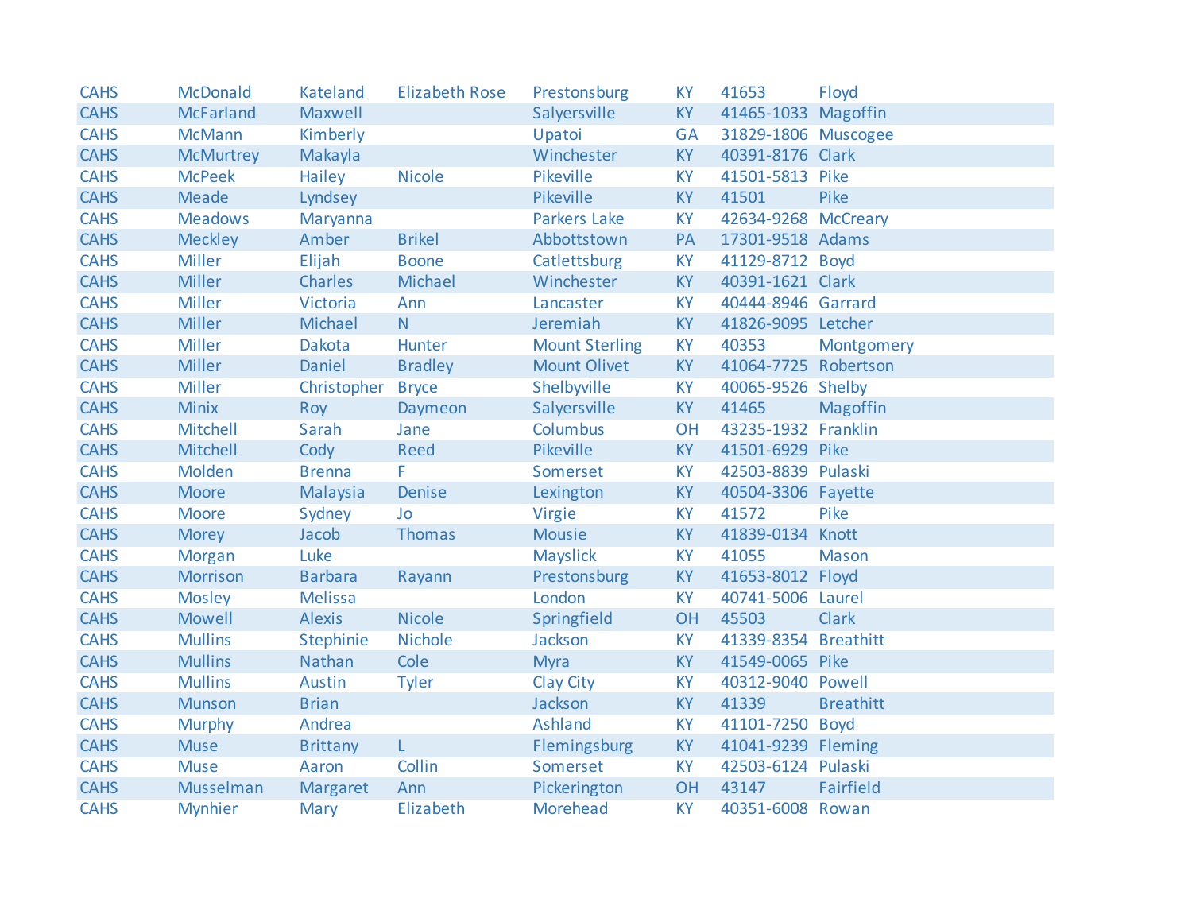| CAHS | McDonald | Kateland | Elizabeth Rose | Prestonsburg | KY | 41653 | Floyd |
|---|---|---|---|---|---|---|---|
| CAHS | McFarland | Maxwell | | Salyersville | KY | 41465-1033 | Magoffin |
| CAHS | McMann | Kimberly | | Upatoi | GA | 31829-1806 | Muscogee |
| CAHS | McMurtrey | Makayla | | Winchester | KY | 40391-8176 | Clark |
| CAHS | McPeek | Hailey | Nicole | Pikeville | KY | 41501-5813 | Pike |
| CAHS | Meade | Lyndsey | | Pikeville | KY | 41501 | Pike |
| CAHS | Meadows | Maryanna | | Parkers Lake | KY | 42634-9268 | McCreary |
| CAHS | Meckley | Amber | Brikel | Abbottstown | PA | 17301-9518 | Adams |
| CAHS | Miller | Elijah | Boone | Catlettsburg | KY | 41129-8712 | Boyd |
| CAHS | Miller | Charles | Michael | Winchester | KY | 40391-1621 | Clark |
| CAHS | Miller | Victoria | Ann | Lancaster | KY | 40444-8946 | Garrard |
| CAHS | Miller | Michael | N | Jeremiah | KY | 41826-9095 | Letcher |
| CAHS | Miller | Dakota | Hunter | Mount Sterling | KY | 40353 | Montgomery |
| CAHS | Miller | Daniel | Bradley | Mount Olivet | KY | 41064-7725 | Robertson |
| CAHS | Miller | Christopher | Bryce | Shelbyville | KY | 40065-9526 | Shelby |
| CAHS | Minix | Roy | Daymeon | Salyersville | KY | 41465 | Magoffin |
| CAHS | Mitchell | Sarah | Jane | Columbus | OH | 43235-1932 | Franklin |
| CAHS | Mitchell | Cody | Reed | Pikeville | KY | 41501-6929 | Pike |
| CAHS | Molden | Brenna | F | Somerset | KY | 42503-8839 | Pulaski |
| CAHS | Moore | Malaysia | Denise | Lexington | KY | 40504-3306 | Fayette |
| CAHS | Moore | Sydney | Jo | Virgie | KY | 41572 | Pike |
| CAHS | Morey | Jacob | Thomas | Mousie | KY | 41839-0134 | Knott |
| CAHS | Morgan | Luke | | Mayslick | KY | 41055 | Mason |
| CAHS | Morrison | Barbara | Rayann | Prestonsburg | KY | 41653-8012 | Floyd |
| CAHS | Mosley | Melissa | | London | KY | 40741-5006 | Laurel |
| CAHS | Mowell | Alexis | Nicole | Springfield | OH | 45503 | Clark |
| CAHS | Mullins | Stephinie | Nichole | Jackson | KY | 41339-8354 | Breathitt |
| CAHS | Mullins | Nathan | Cole | Myra | KY | 41549-0065 | Pike |
| CAHS | Mullins | Austin | Tyler | Clay City | KY | 40312-9040 | Powell |
| CAHS | Munson | Brian | | Jackson | KY | 41339 | Breathitt |
| CAHS | Murphy | Andrea | | Ashland | KY | 41101-7250 | Boyd |
| CAHS | Muse | Brittany | L | Flemingsburg | KY | 41041-9239 | Fleming |
| CAHS | Muse | Aaron | Collin | Somerset | KY | 42503-6124 | Pulaski |
| CAHS | Musselman | Margaret | Ann | Pickerington | OH | 43147 | Fairfield |
| CAHS | Mynhier | Mary | Elizabeth | Morehead | KY | 40351-6008 | Rowan |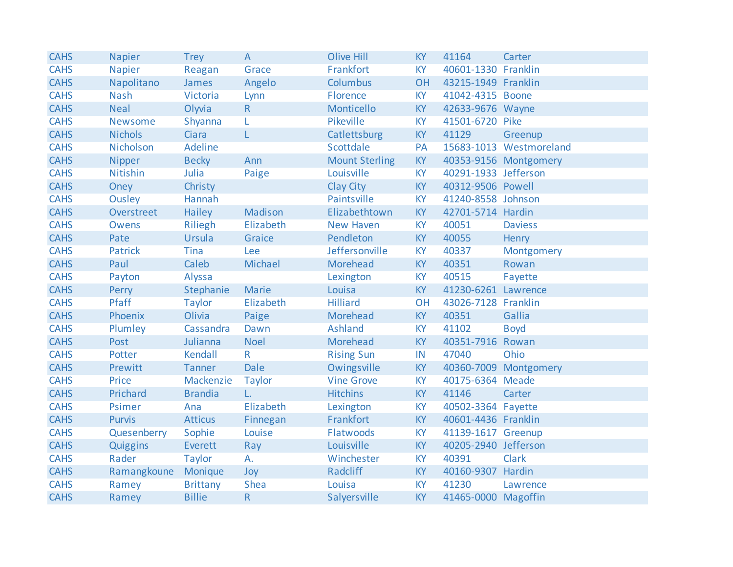| CAHS | Napier | Trey | A | | Olive Hill | KY | 41164 | Carter |
|---|---|---|---|---|---|---|---|---|
| CAHS | Napier | Reagan | Grace | | Frankfort | KY | 40601-1330 | Franklin |
| CAHS | Napolitano | James | Angelo | | Columbus | OH | 43215-1949 | Franklin |
| CAHS | Nash | Victoria | Lynn | | Florence | KY | 41042-4315 | Boone |
| CAHS | Neal | Olyvia | R | | Monticello | KY | 42633-9676 | Wayne |
| CAHS | Newsome | Shyanna | L | | Pikeville | KY | 41501-6720 | Pike |
| CAHS | Nichols | Ciara | L | | Catlettsburg | KY | 41129 | Greenup |
| CAHS | Nicholson | Adeline | | | Scottdale | PA | 15683-1013 | Westmoreland |
| CAHS | Nipper | Becky | Ann | | Mount Sterling | KY | 40353-9156 | Montgomery |
| CAHS | Nitishin | Julia | Paige | | Louisville | KY | 40291-1933 | Jefferson |
| CAHS | Oney | Christy | | | Clay City | KY | 40312-9506 | Powell |
| CAHS | Ousley | Hannah | | | Paintsville | KY | 41240-8558 | Johnson |
| CAHS | Overstreet | Hailey | Madison | | Elizabethtown | KY | 42701-5714 | Hardin |
| CAHS | Owens | Riliegh | Elizabeth | | New Haven | KY | 40051 | Daviess |
| CAHS | Pate | Ursula | Graice | | Pendleton | KY | 40055 | Henry |
| CAHS | Patrick | Tina | Lee | | Jeffersonville | KY | 40337 | Montgomery |
| CAHS | Paul | Caleb | Michael | | Morehead | KY | 40351 | Rowan |
| CAHS | Payton | Alyssa | | | Lexington | KY | 40515 | Fayette |
| CAHS | Perry | Stephanie | Marie | | Louisa | KY | 41230-6261 | Lawrence |
| CAHS | Pfaff | Taylor | Elizabeth | | Hilliard | OH | 43026-7128 | Franklin |
| CAHS | Phoenix | Olivia | Paige | | Morehead | KY | 40351 | Gallia |
| CAHS | Plumley | Cassandra | Dawn | | Ashland | KY | 41102 | Boyd |
| CAHS | Post | Julianna | Noel | | Morehead | KY | 40351-7916 | Rowan |
| CAHS | Potter | Kendall | R | | Rising Sun | IN | 47040 | Ohio |
| CAHS | Prewitt | Tanner | Dale | | Owingsville | KY | 40360-7009 | Montgomery |
| CAHS | Price | Mackenzie | Taylor | | Vine Grove | KY | 40175-6364 | Meade |
| CAHS | Prichard | Brandia | L. | | Hitchins | KY | 41146 | Carter |
| CAHS | Psimer | Ana | Elizabeth | | Lexington | KY | 40502-3364 | Fayette |
| CAHS | Purvis | Atticus | Finnegan | | Frankfort | KY | 40601-4436 | Franklin |
| CAHS | Quesenberry | Sophie | Louise | | Flatwoods | KY | 41139-1617 | Greenup |
| CAHS | Quiggins | Everett | Ray | | Louisville | KY | 40205-2940 | Jefferson |
| CAHS | Rader | Taylor | A. | | Winchester | KY | 40391 | Clark |
| CAHS | Ramangkoune | Monique | Joy | | Radcliff | KY | 40160-9307 | Hardin |
| CAHS | Ramey | Brittany | Shea | | Louisa | KY | 41230 | Lawrence |
| CAHS | Ramey | Billie | R | | Salyersville | KY | 41465-0000 | Magoffin |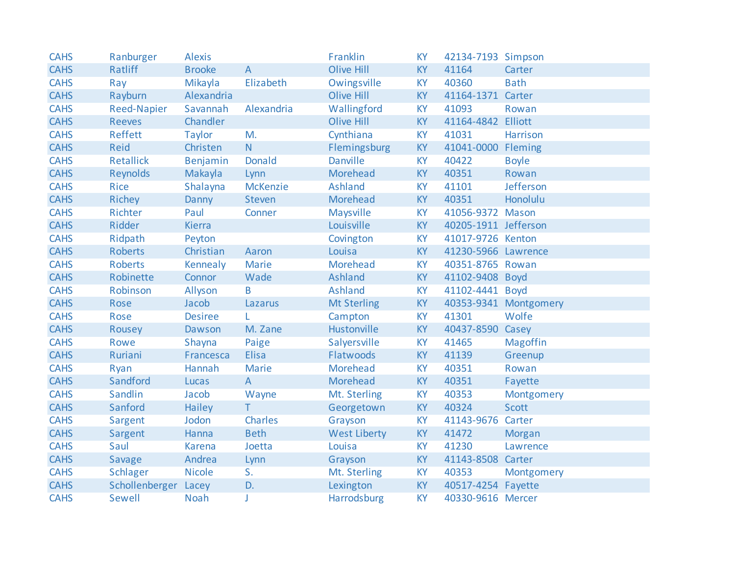| | | | | | | | |
|---|---|---|---|---|---|---|---|
| CAHS | Ranburger | Alexis | | Franklin | KY | 42134-7193 | Simpson |
| CAHS | Ratliff | Brooke | A | Olive Hill | KY | 41164 | Carter |
| CAHS | Ray | Mikayla | Elizabeth | Owingsville | KY | 40360 | Bath |
| CAHS | Rayburn | Alexandria | | Olive Hill | KY | 41164-1371 | Carter |
| CAHS | Reed-Napier | Savannah | Alexandria | Wallingford | KY | 41093 | Rowan |
| CAHS | Reeves | Chandler | | Olive Hill | KY | 41164-4842 | Elliott |
| CAHS | Reffett | Taylor | M. | Cynthiana | KY | 41031 | Harrison |
| CAHS | Reid | Christen | N | Flemingsburg | KY | 41041-0000 | Fleming |
| CAHS | Retallick | Benjamin | Donald | Danville | KY | 40422 | Boyle |
| CAHS | Reynolds | Makayla | Lynn | Morehead | KY | 40351 | Rowan |
| CAHS | Rice | Shalayna | McKenzie | Ashland | KY | 41101 | Jefferson |
| CAHS | Richey | Danny | Steven | Morehead | KY | 40351 | Honolulu |
| CAHS | Richter | Paul | Conner | Maysville | KY | 41056-9372 | Mason |
| CAHS | Ridder | Kierra | | Louisville | KY | 40205-1911 | Jefferson |
| CAHS | Ridpath | Peyton | | Covington | KY | 41017-9726 | Kenton |
| CAHS | Roberts | Christian | Aaron | Louisa | KY | 41230-5966 | Lawrence |
| CAHS | Roberts | Kennealy | Marie | Morehead | KY | 40351-8765 | Rowan |
| CAHS | Robinette | Connor | Wade | Ashland | KY | 41102-9408 | Boyd |
| CAHS | Robinson | Allyson | B | Ashland | KY | 41102-4441 | Boyd |
| CAHS | Rose | Jacob | Lazarus | Mt Sterling | KY | 40353-9341 | Montgomery |
| CAHS | Rose | Desiree | L | Campton | KY | 41301 | Wolfe |
| CAHS | Rousey | Dawson | M. Zane | Hustonville | KY | 40437-8590 | Casey |
| CAHS | Rowe | Shayna | Paige | Salyersville | KY | 41465 | Magoffin |
| CAHS | Ruriani | Francesca | Elisa | Flatwoods | KY | 41139 | Greenup |
| CAHS | Ryan | Hannah | Marie | Morehead | KY | 40351 | Rowan |
| CAHS | Sandford | Lucas | A | Morehead | KY | 40351 | Fayette |
| CAHS | Sandlin | Jacob | Wayne | Mt. Sterling | KY | 40353 | Montgomery |
| CAHS | Sanford | Hailey | T | Georgetown | KY | 40324 | Scott |
| CAHS | Sargent | Jodon | Charles | Grayson | KY | 41143-9676 | Carter |
| CAHS | Sargent | Hanna | Beth | West Liberty | KY | 41472 | Morgan |
| CAHS | Saul | Karena | Joetta | Louisa | KY | 41230 | Lawrence |
| CAHS | Savage | Andrea | Lynn | Grayson | KY | 41143-8508 | Carter |
| CAHS | Schlager | Nicole | S. | Mt. Sterling | KY | 40353 | Montgomery |
| CAHS | Schollenberger | Lacey | D. | Lexington | KY | 40517-4254 | Fayette |
| CAHS | Sewell | Noah | J | Harrodsburg | KY | 40330-9616 | Mercer |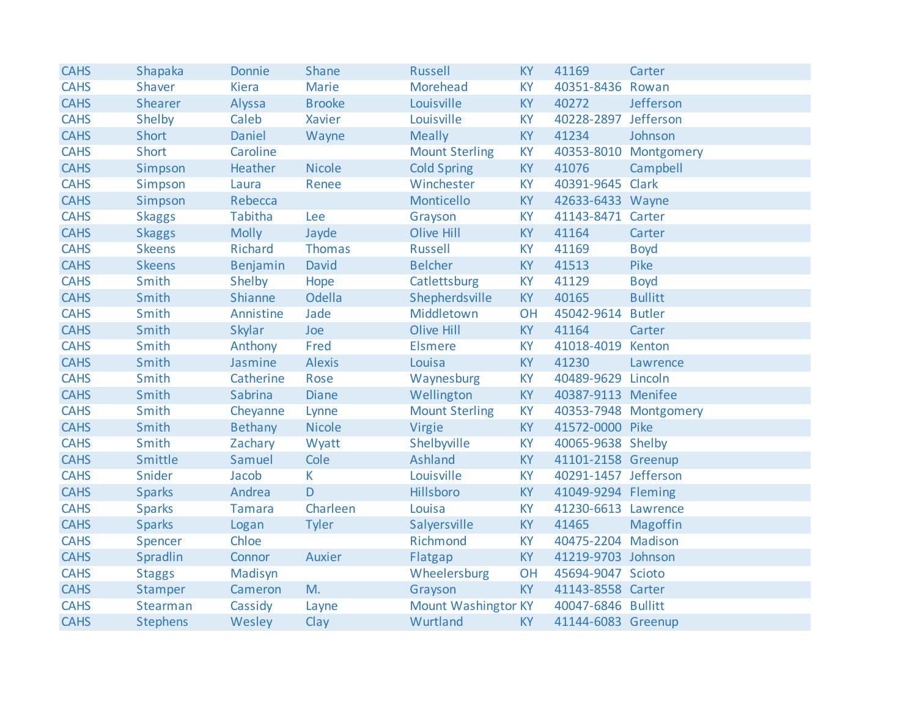| CAHS | Shapaka | Donnie | Shane | Russell | KY | 41169 | Carter |
|---|---|---|---|---|---|---|---|
| CAHS | Shaver | Kiera | Marie | Morehead | KY | 40351-8436 | Rowan |
| CAHS | Shearer | Alyssa | Brooke | Louisville | KY | 40272 | Jefferson |
| CAHS | Shelby | Caleb | Xavier | Louisville | KY | 40228-2897 | Jefferson |
| CAHS | Short | Daniel | Wayne | Meally | KY | 41234 | Johnson |
| CAHS | Short | Caroline | | Mount Sterling | KY | 40353-8010 | Montgomery |
| CAHS | Simpson | Heather | Nicole | Cold Spring | KY | 41076 | Campbell |
| CAHS | Simpson | Laura | Renee | Winchester | KY | 40391-9645 | Clark |
| CAHS | Simpson | Rebecca | | Monticello | KY | 42633-6433 | Wayne |
| CAHS | Skaggs | Tabitha | Lee | Grayson | KY | 41143-8471 | Carter |
| CAHS | Skaggs | Molly | Jayde | Olive Hill | KY | 41164 | Carter |
| CAHS | Skeens | Richard | Thomas | Russell | KY | 41169 | Boyd |
| CAHS | Skeens | Benjamin | David | Belcher | KY | 41513 | Pike |
| CAHS | Smith | Shelby | Hope | Catlettsburg | KY | 41129 | Boyd |
| CAHS | Smith | Shianne | Odella | Shepherdsville | KY | 40165 | Bullitt |
| CAHS | Smith | Annistine | Jade | Middletown | OH | 45042-9614 | Butler |
| CAHS | Smith | Skylar | Joe | Olive Hill | KY | 41164 | Carter |
| CAHS | Smith | Anthony | Fred | Elsmere | KY | 41018-4019 | Kenton |
| CAHS | Smith | Jasmine | Alexis | Louisa | KY | 41230 | Lawrence |
| CAHS | Smith | Catherine | Rose | Waynesburg | KY | 40489-9629 | Lincoln |
| CAHS | Smith | Sabrina | Diane | Wellington | KY | 40387-9113 | Menifee |
| CAHS | Smith | Cheyanne | Lynne | Mount Sterling | KY | 40353-7948 | Montgomery |
| CAHS | Smith | Bethany | Nicole | Virgie | KY | 41572-0000 | Pike |
| CAHS | Smith | Zachary | Wyatt | Shelbyville | KY | 40065-9638 | Shelby |
| CAHS | Smittle | Samuel | Cole | Ashland | KY | 41101-2158 | Greenup |
| CAHS | Snider | Jacob | K | Louisville | KY | 40291-1457 | Jefferson |
| CAHS | Sparks | Andrea | D | Hillsboro | KY | 41049-9294 | Fleming |
| CAHS | Sparks | Tamara | Charleen | Louisa | KY | 41230-6613 | Lawrence |
| CAHS | Sparks | Logan | Tyler | Salyersville | KY | 41465 | Magoffin |
| CAHS | Spencer | Chloe | | Richmond | KY | 40475-2204 | Madison |
| CAHS | Spradlin | Connor | Auxier | Flatgap | KY | 41219-9703 | Johnson |
| CAHS | Staggs | Madisyn | | Wheelersburg | OH | 45694-9047 | Scioto |
| CAHS | Stamper | Cameron | M. | Grayson | KY | 41143-8558 | Carter |
| CAHS | Stearman | Cassidy | Layne | Mount Washingtor | KY | 40047-6846 | Bullitt |
| CAHS | Stephens | Wesley | Clay | Wurtland | KY | 41144-6083 | Greenup |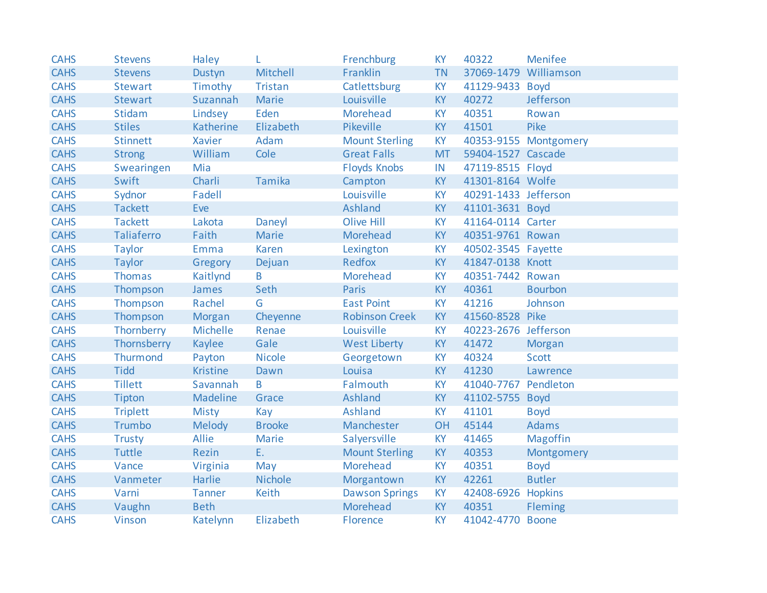| | | | | | | | |
|---|---|---|---|---|---|---|---|
| CAHS | Stevens | Haley | L | Frenchburg | KY | 40322 | Menifee |
| CAHS | Stevens | Dustyn | Mitchell | Franklin | TN | 37069-1479 | Williamson |
| CAHS | Stewart | Timothy | Tristan | Catlettsburg | KY | 41129-9433 | Boyd |
| CAHS | Stewart | Suzannah | Marie | Louisville | KY | 40272 | Jefferson |
| CAHS | Stidam | Lindsey | Eden | Morehead | KY | 40351 | Rowan |
| CAHS | Stiles | Katherine | Elizabeth | Pikeville | KY | 41501 | Pike |
| CAHS | Stinnett | Xavier | Adam | Mount Sterling | KY | 40353-9155 | Montgomery |
| CAHS | Strong | William | Cole | Great Falls | MT | 59404-1527 | Cascade |
| CAHS | Swearingen | Mia | | Floyds Knobs | IN | 47119-8515 | Floyd |
| CAHS | Swift | Charli | Tamika | Campton | KY | 41301-8164 | Wolfe |
| CAHS | Sydnor | Fadell | | Louisville | KY | 40291-1433 | Jefferson |
| CAHS | Tackett | Eve | | Ashland | KY | 41101-3631 | Boyd |
| CAHS | Tackett | Lakota | Daneyl | Olive Hill | KY | 41164-0114 | Carter |
| CAHS | Taliaferro | Faith | Marie | Morehead | KY | 40351-9761 | Rowan |
| CAHS | Taylor | Emma | Karen | Lexington | KY | 40502-3545 | Fayette |
| CAHS | Taylor | Gregory | Dejuan | Redfox | KY | 41847-0138 | Knott |
| CAHS | Thomas | Kaitlynd | B | Morehead | KY | 40351-7442 | Rowan |
| CAHS | Thompson | James | Seth | Paris | KY | 40361 | Bourbon |
| CAHS | Thompson | Rachel | G | East Point | KY | 41216 | Johnson |
| CAHS | Thompson | Morgan | Cheyenne | Robinson Creek | KY | 41560-8528 | Pike |
| CAHS | Thornberry | Michelle | Renae | Louisville | KY | 40223-2676 | Jefferson |
| CAHS | Thornsberry | Kaylee | Gale | West Liberty | KY | 41472 | Morgan |
| CAHS | Thurmond | Payton | Nicole | Georgetown | KY | 40324 | Scott |
| CAHS | Tidd | Kristine | Dawn | Louisa | KY | 41230 | Lawrence |
| CAHS | Tillett | Savannah | B | Falmouth | KY | 41040-7767 | Pendleton |
| CAHS | Tipton | Madeline | Grace | Ashland | KY | 41102-5755 | Boyd |
| CAHS | Triplett | Misty | Kay | Ashland | KY | 41101 | Boyd |
| CAHS | Trumbo | Melody | Brooke | Manchester | OH | 45144 | Adams |
| CAHS | Trusty | Allie | Marie | Salyersville | KY | 41465 | Magoffin |
| CAHS | Tuttle | Rezin | E. | Mount Sterling | KY | 40353 | Montgomery |
| CAHS | Vance | Virginia | May | Morehead | KY | 40351 | Boyd |
| CAHS | Vanmeter | Harlie | Nichole | Morgantown | KY | 42261 | Butler |
| CAHS | Varni | Tanner | Keith | Dawson Springs | KY | 42408-6926 | Hopkins |
| CAHS | Vaughn | Beth | | Morehead | KY | 40351 | Fleming |
| CAHS | Vinson | Katelynn | Elizabeth | Florence | KY | 41042-4770 | Boone |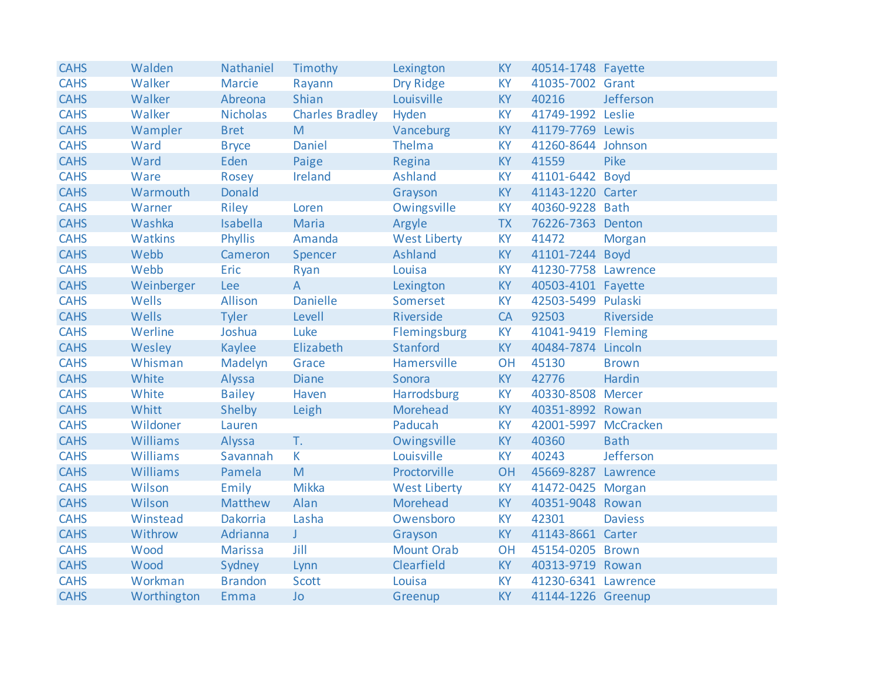| | | | | | | | |
|---|---|---|---|---|---|---|---|
| CAHS | Walden | Nathaniel | Timothy | Lexington | KY | 40514-1748 | Fayette |
| CAHS | Walker | Marcie | Rayann | Dry Ridge | KY | 41035-7002 | Grant |
| CAHS | Walker | Abreona | Shian | Louisville | KY | 40216 | Jefferson |
| CAHS | Walker | Nicholas | Charles Bradley | Hyden | KY | 41749-1992 | Leslie |
| CAHS | Wampler | Bret | M | Vanceburg | KY | 41179-7769 | Lewis |
| CAHS | Ward | Bryce | Daniel | Thelma | KY | 41260-8644 | Johnson |
| CAHS | Ward | Eden | Paige | Regina | KY | 41559 | Pike |
| CAHS | Ware | Rosey | Ireland | Ashland | KY | 41101-6442 | Boyd |
| CAHS | Warmouth | Donald | | Grayson | KY | 41143-1220 | Carter |
| CAHS | Warner | Riley | Loren | Owingsville | KY | 40360-9228 | Bath |
| CAHS | Washka | Isabella | Maria | Argyle | TX | 76226-7363 | Denton |
| CAHS | Watkins | Phyllis | Amanda | West Liberty | KY | 41472 | Morgan |
| CAHS | Webb | Cameron | Spencer | Ashland | KY | 41101-7244 | Boyd |
| CAHS | Webb | Eric | Ryan | Louisa | KY | 41230-7758 | Lawrence |
| CAHS | Weinberger | Lee | A | Lexington | KY | 40503-4101 | Fayette |
| CAHS | Wells | Allison | Danielle | Somerset | KY | 42503-5499 | Pulaski |
| CAHS | Wells | Tyler | Levell | Riverside | CA | 92503 | Riverside |
| CAHS | Werline | Joshua | Luke | Flemingsburg | KY | 41041-9419 | Fleming |
| CAHS | Wesley | Kaylee | Elizabeth | Stanford | KY | 40484-7874 | Lincoln |
| CAHS | Whisman | Madelyn | Grace | Hamersville | OH | 45130 | Brown |
| CAHS | White | Alyssa | Diane | Sonora | KY | 42776 | Hardin |
| CAHS | White | Bailey | Haven | Harrodsburg | KY | 40330-8508 | Mercer |
| CAHS | Whitt | Shelby | Leigh | Morehead | KY | 40351-8992 | Rowan |
| CAHS | Wildoner | Lauren | | Paducah | KY | 42001-5997 | McCracken |
| CAHS | Williams | Alyssa | T. | Owingsville | KY | 40360 | Bath |
| CAHS | Williams | Savannah | K | Louisville | KY | 40243 | Jefferson |
| CAHS | Williams | Pamela | M | Proctorville | OH | 45669-8287 | Lawrence |
| CAHS | Wilson | Emily | Mikka | West Liberty | KY | 41472-0425 | Morgan |
| CAHS | Wilson | Matthew | Alan | Morehead | KY | 40351-9048 | Rowan |
| CAHS | Winstead | Dakorria | Lasha | Owensboro | KY | 42301 | Daviess |
| CAHS | Withrow | Adrianna | J | Grayson | KY | 41143-8661 | Carter |
| CAHS | Wood | Marissa | Jill | Mount Orab | OH | 45154-0205 | Brown |
| CAHS | Wood | Sydney | Lynn | Clearfield | KY | 40313-9719 | Rowan |
| CAHS | Workman | Brandon | Scott | Louisa | KY | 41230-6341 | Lawrence |
| CAHS | Worthington | Emma | Jo | Greenup | KY | 41144-1226 | Greenup |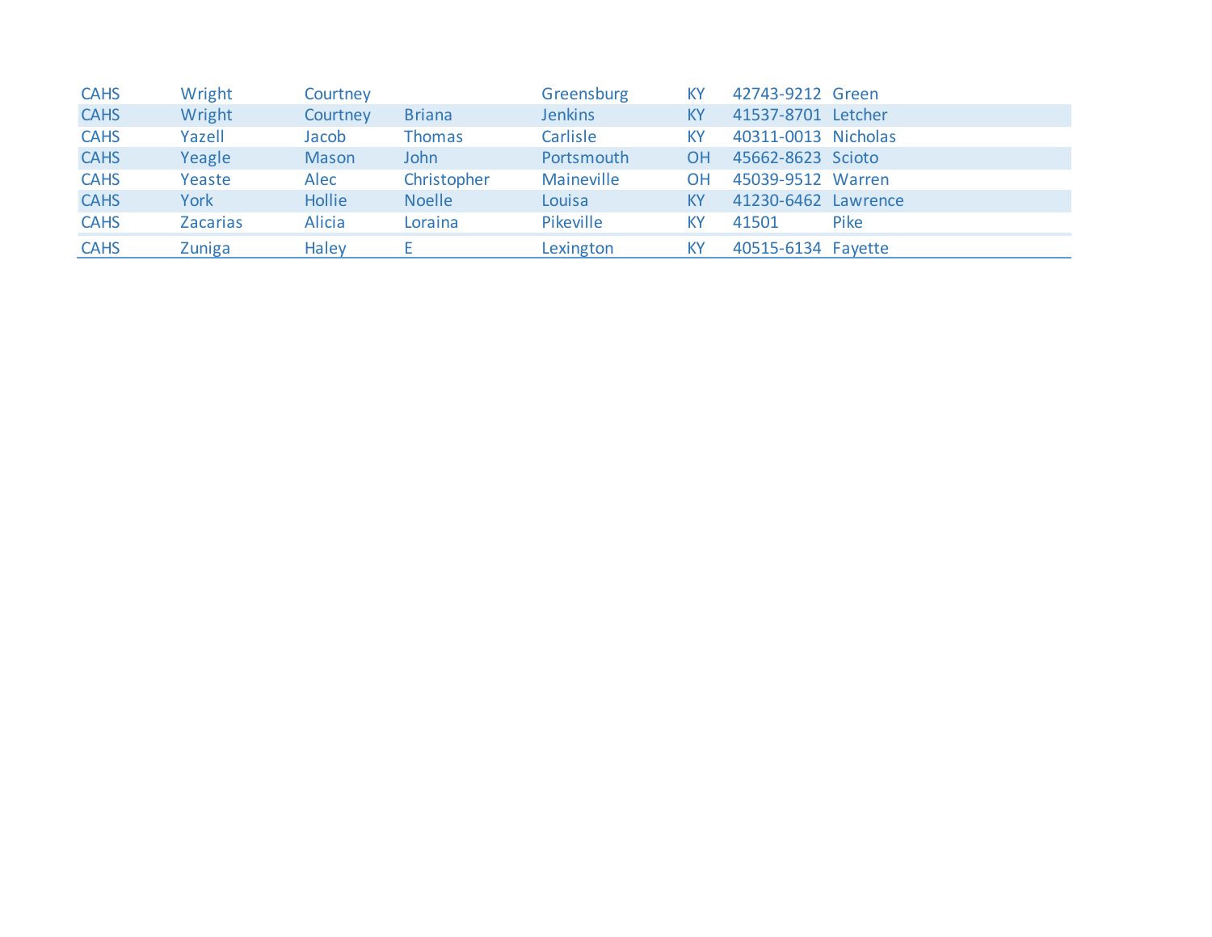| | | | | | | | |
|---|---|---|---|---|---|---|---|
| CAHS | Wright | Courtney | | Greensburg | KY | 42743-9212 | Green |
| CAHS | Wright | Courtney | Briana | Jenkins | KY | 41537-8701 | Letcher |
| CAHS | Yazell | Jacob | Thomas | Carlisle | KY | 40311-0013 | Nicholas |
| CAHS | Yeagle | Mason | John | Portsmouth | OH | 45662-8623 | Scioto |
| CAHS | Yeaste | Alec | Christopher | Maineville | OH | 45039-9512 | Warren |
| CAHS | York | Hollie | Noelle | Louisa | KY | 41230-6462 | Lawrence |
| CAHS | Zacarias | Alicia | Loraina | Pikeville | KY | 41501 | Pike |
| CAHS | Zuniga | Haley | E | Lexington | KY | 40515-6134 | Fayette |